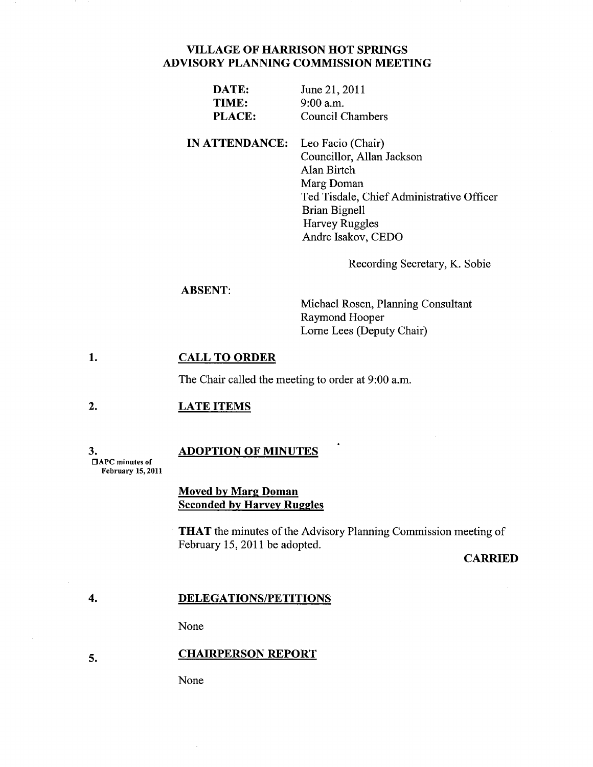# VILLAGE OF HARRISON HOT SPRINGS
## ADVISORY PLANNING COMMISSION MEETING

**DATE:** June 21, 2011
**TIME:** 9:00 a.m.
**PLACE:** Council Chambers

**IN ATTENDANCE:**
Leo Facio (Chair)
Councillor, Allan Jackson
Alan Birtch
Marg Doman
Ted Tisdale, Chief Administrative Officer
Brian Bignell
Harvey Ruggles
Andre Isakov, CEDO

Recording Secretary, K. Sobie

**ABSENT:**
Michael Rosen, Planning Consultant
Raymond Hooper
Lorne Lees (Deputy Chair)

### 1. CALL TO ORDER

The Chair called the meeting to order at 9:00 a.m.

### 2. LATE ITEMS

### 3. ADOPTION OF MINUTES

APC minutes of February 15, 2011

**Moved by Marg Doman**
**Seconded by Harvey Ruggles**

**THAT** the minutes of the Advisory Planning Commission meeting of February 15, 2011 be adopted.

**CARRIED**

### 4. DELEGATIONS/PETITIONS

None

### 5. CHAIRPERSON REPORT

None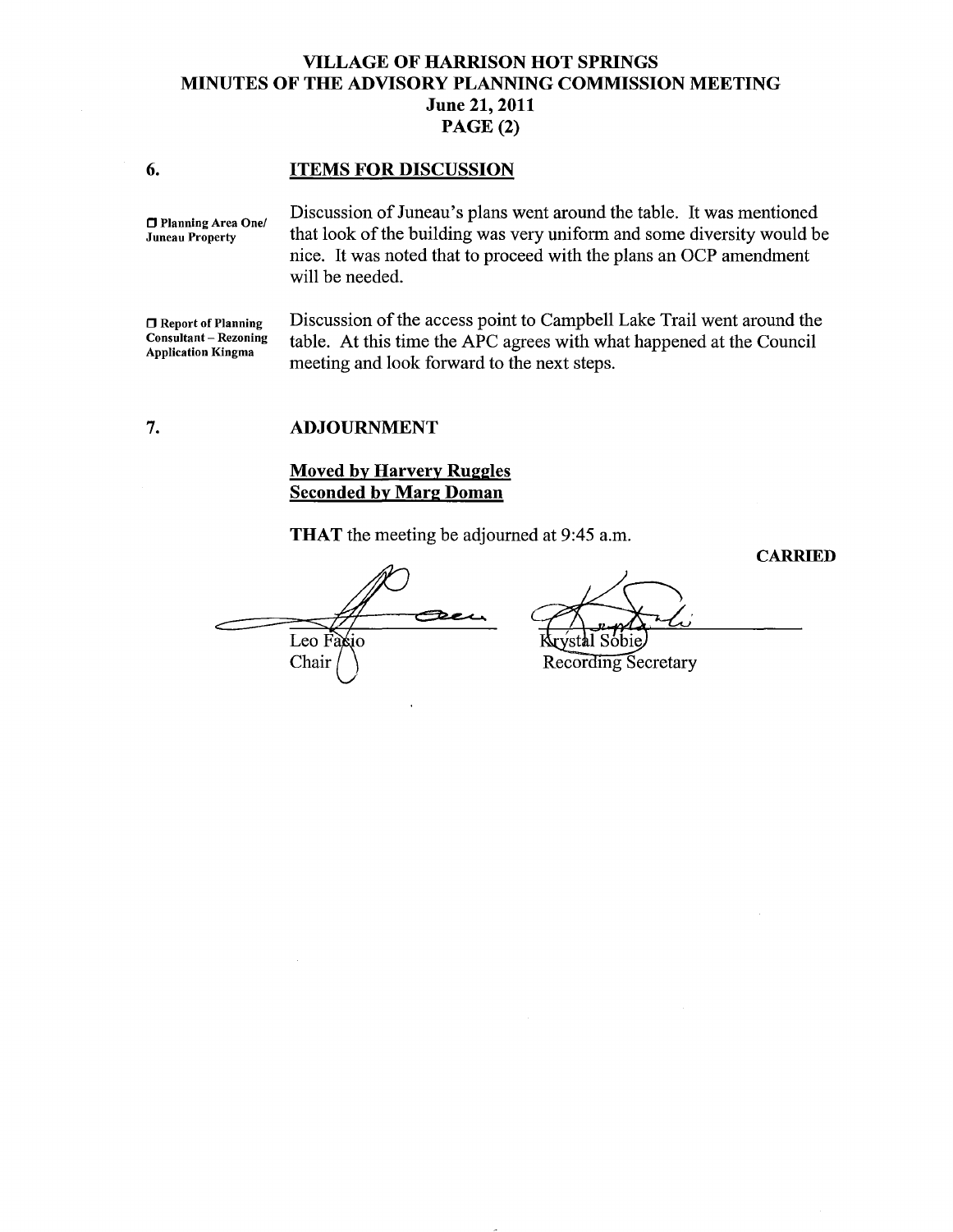## 6. ITEMS FOR DISCUSSION

**Planning Area One/ Juneau Property**

Discussion of Juneau's plans went around the table. It was mentioned that look of the building was very uniform and some diversity would be nice. It was noted that to proceed with the plans an OCP amendment will be needed.

**Report of Planning Consultant – Rezoning Application Kingma**

Discussion of the access point to Campbell Lake Trail went around the table. At this time the APC agrees with what happened at the Council meeting and look forward to the next steps.

## 7. ADJOURNMENT

**Moved by Harvery Ruggles**
**Seconded by Marg Doman**

**THAT** the meeting be adjourned at 9:45 a.m.

**CARRIED**

Leo Fasio
Chair

Krystal Sobie
Recording Secretary